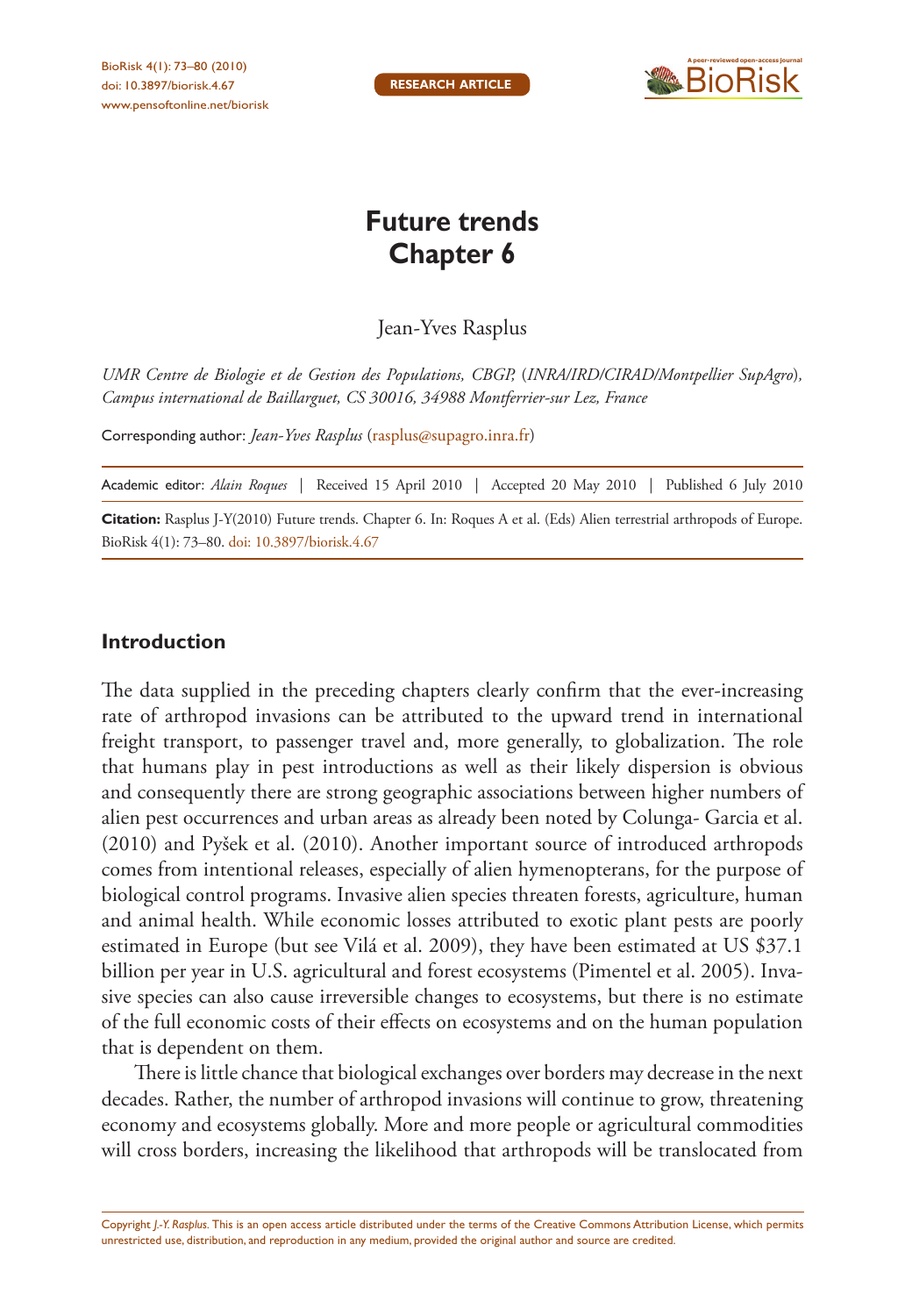# Future trends Chapter 6

Jean-Yves Rasplus

*UMR Centre de Biologie et de Gestion des Populations, CBGP, (INRA/IRD/CIRAD/Montpellier SupAgro), Campus international de Baillarguet, CS 30016, 34988 Montferrier-sur Lez, France*

Corresponding author: *Jean-Yves Rasplus* (rasplus@supagro.inra.fr)

Academic editor: *Alain Roques* | Received 15 April 2010 | Accepted 20 May 2010 | Published 6 July 2010

**Citation:** Rasplus J-Y(2010) Future trends. Chapter 6. In: Roques A et al. (Eds) Alien terrestrial arthropods of Europe. BioRisk 4(1): 73–80. doi: 10.3897/biorisk.4.67

## Introduction

The data supplied in the preceding chapters clearly confirm that the ever-increasing rate of arthropod invasions can be attributed to the upward trend in international freight transport, to passenger travel and, more generally, to globalization. The role that humans play in pest introductions as well as their likely dispersion is obvious and consequently there are strong geographic associations between higher numbers of alien pest occurrences and urban areas as already been noted by Colunga- Garcia et al. (2010) and Pyšek et al. (2010). Another important source of introduced arthropods comes from intentional releases, especially of alien hymenopterans, for the purpose of biological control programs. Invasive alien species threaten forests, agriculture, human and animal health. While economic losses attributed to exotic plant pests are poorly estimated in Europe (but see Vilá et al. 2009), they have been estimated at US $37.1 billion per year in U.S. agricultural and forest ecosystems (Pimentel et al. 2005). Invasive species can also cause irreversible changes to ecosystems, but there is no estimate of the full economic costs of their effects on ecosystems and on the human population that is dependent on them.

There is little chance that biological exchanges over borders may decrease in the next decades. Rather, the number of arthropod invasions will continue to grow, threatening economy and ecosystems globally. More and more people or agricultural commodities will cross borders, increasing the likelihood that arthropods will be translocated from

Copyright *J.-Y. Rasplus.* This is an open access article distributed under the terms of the Creative Commons Attribution License, which permits unrestricted use, distribution, and reproduction in any medium, provided the original author and source are credited.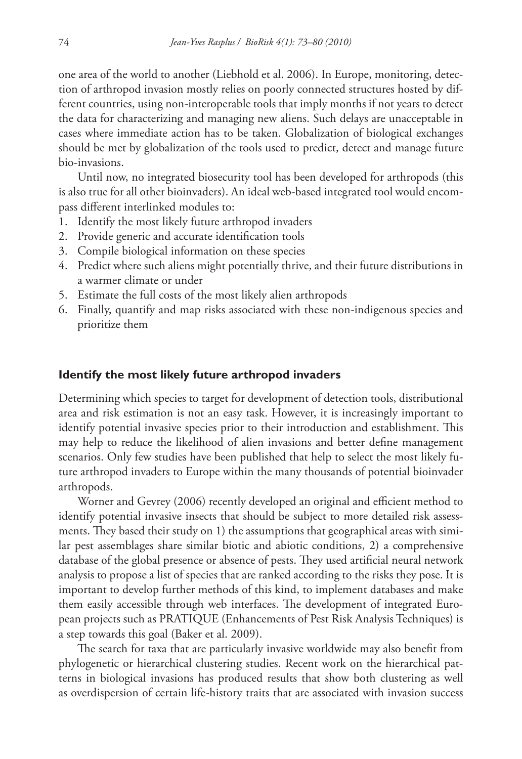one area of the world to another (Liebhold et al. 2006). In Europe, monitoring, detection of arthropod invasion mostly relies on poorly connected structures hosted by different countries, using non-interoperable tools that imply months if not years to detect the data for characterizing and managing new aliens. Such delays are unacceptable in cases where immediate action has to be taken. Globalization of biological exchanges should be met by globalization of the tools used to predict, detect and manage future bio-invasions.

Until now, no integrated biosecurity tool has been developed for arthropods (this is also true for all other bioinvaders). An ideal web-based integrated tool would encompass different interlinked modules to:

1. Identify the most likely future arthropod invaders
2. Provide generic and accurate identification tools
3. Compile biological information on these species
4. Predict where such aliens might potentially thrive, and their future distributions in a warmer climate or under
5. Estimate the full costs of the most likely alien arthropods
6. Finally, quantify and map risks associated with these non-indigenous species and prioritize them

## Identify the most likely future arthropod invaders

Determining which species to target for development of detection tools, distributional area and risk estimation is not an easy task. However, it is increasingly important to identify potential invasive species prior to their introduction and establishment. This may help to reduce the likelihood of alien invasions and better define management scenarios. Only few studies have been published that help to select the most likely future arthropod invaders to Europe within the many thousands of potential bioinvader arthropods.

Worner and Gevrey (2006) recently developed an original and efficient method to identify potential invasive insects that should be subject to more detailed risk assessments. They based their study on 1) the assumptions that geographical areas with similar pest assemblages share similar biotic and abiotic conditions, 2) a comprehensive database of the global presence or absence of pests. They used artificial neural network analysis to propose a list of species that are ranked according to the risks they pose. It is important to develop further methods of this kind, to implement databases and make them easily accessible through web interfaces. The development of integrated European projects such as PRATIQUE (Enhancements of Pest Risk Analysis Techniques) is a step towards this goal (Baker et al. 2009).

The search for taxa that are particularly invasive worldwide may also benefit from phylogenetic or hierarchical clustering studies. Recent work on the hierarchical patterns in biological invasions has produced results that show both clustering as well as overdispersion of certain life-history traits that are associated with invasion success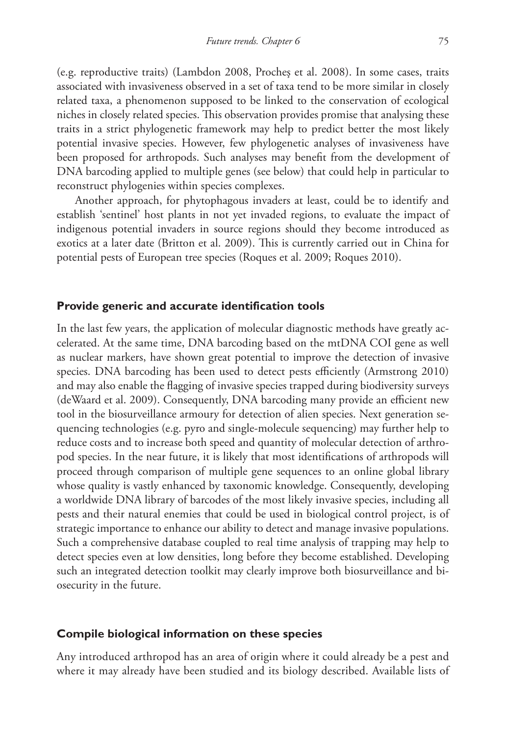(e.g. reproductive traits) (Lambdon 2008, Procheş et al. 2008). In some cases, traits associated with invasiveness observed in a set of taxa tend to be more similar in closely related taxa, a phenomenon supposed to be linked to the conservation of ecological niches in closely related species. This observation provides promise that analysing these traits in a strict phylogenetic framework may help to predict better the most likely potential invasive species. However, few phylogenetic analyses of invasiveness have been proposed for arthropods. Such analyses may benefit from the development of DNA barcoding applied to multiple genes (see below) that could help in particular to reconstruct phylogenies within species complexes.

Another approach, for phytophagous invaders at least, could be to identify and establish 'sentinel' host plants in not yet invaded regions, to evaluate the impact of indigenous potential invaders in source regions should they become introduced as exotics at a later date (Britton et al. 2009). This is currently carried out in China for potential pests of European tree species (Roques et al. 2009; Roques 2010).

### Provide generic and accurate identification tools

In the last few years, the application of molecular diagnostic methods have greatly accelerated. At the same time, DNA barcoding based on the mtDNA COI gene as well as nuclear markers, have shown great potential to improve the detection of invasive species. DNA barcoding has been used to detect pests efficiently (Armstrong 2010) and may also enable the flagging of invasive species trapped during biodiversity surveys (deWaard et al. 2009). Consequently, DNA barcoding many provide an efficient new tool in the biosurveillance armoury for detection of alien species. Next generation sequencing technologies (e.g. pyro and single-molecule sequencing) may further help to reduce costs and to increase both speed and quantity of molecular detection of arthropod species. In the near future, it is likely that most identifications of arthropods will proceed through comparison of multiple gene sequences to an online global library whose quality is vastly enhanced by taxonomic knowledge. Consequently, developing a worldwide DNA library of barcodes of the most likely invasive species, including all pests and their natural enemies that could be used in biological control project, is of strategic importance to enhance our ability to detect and manage invasive populations. Such a comprehensive database coupled to real time analysis of trapping may help to detect species even at low densities, long before they become established. Developing such an integrated detection toolkit may clearly improve both biosurveillance and biosecurity in the future.

### Compile biological information on these species

Any introduced arthropod has an area of origin where it could already be a pest and where it may already have been studied and its biology described. Available lists of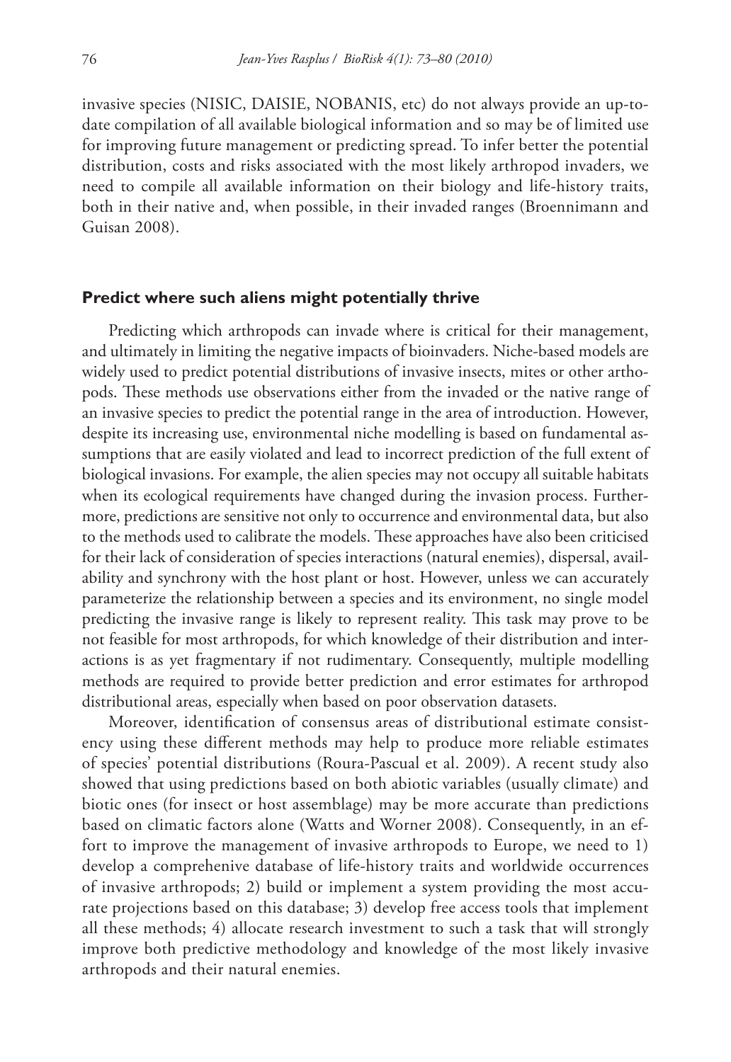invasive species (NISIC, DAISIE, NOBANIS, etc) do not always provide an up-to-date compilation of all available biological information and so may be of limited use for improving future management or predicting spread. To infer better the potential distribution, costs and risks associated with the most likely arthropod invaders, we need to compile all available information on their biology and life-history traits, both in their native and, when possible, in their invaded ranges (Broennimann and Guisan 2008).

## Predict where such aliens might potentially thrive

Predicting which arthropods can invade where is critical for their management, and ultimately in limiting the negative impacts of bioinvaders. Niche-based models are widely used to predict potential distributions of invasive insects, mites or arthopods. These methods use observations either from the invaded or the native range of an invasive species to predict the potential range in the area of introduction. However, despite its increasing use, environmental niche modelling is based on fundamental assumptions that are easily violated and lead to incorrect prediction of the full extent of biological invasions. For example, the alien species may not occupy all suitable habitats when its ecological requirements have changed during the invasion process. Furthermore, predictions are sensitive not only to occurrence and environmental data, but also to the methods used to calibrate the models. These approaches have also been criticised for their lack of consideration of species interactions (natural enemies), dispersal, availability and synchrony with the host plant or host. However, unless we can accurately parameterize the relationship between a species and its environment, no single model predicting the invasive range is likely to represent reality. This task may prove to be not feasible for most arthropods, for which knowledge of their distribution and interactions is as yet fragmentary if not rudimentary. Consequently, multiple modelling methods are required to provide better prediction and error estimates for arthropod distributional areas, especially when based on poor observation datasets.

Moreover, identification of consensus areas of distributional estimate consistency using these different methods may help to produce more reliable estimates of species' potential distributions (Roura-Pascual et al. 2009). A recent study also showed that using predictions based on both abiotic variables (usually climate) and biotic ones (for insect or host assemblage) may be more accurate than predictions based on climatic factors alone (Watts and Worner 2008). Consequently, in an effort to improve the management of invasive arthropods to Europe, we need to 1) develop a comprehenive database of life-history traits and worldwide occurrences of invasive arthropods; 2) build or implement a system providing the most accurate projections based on this database; 3) develop free access tools that implement all these methods; 4) allocate research investment to such a task that will strongly improve both predictive methodology and knowledge of the most likely invasive arthropods and their natural enemies.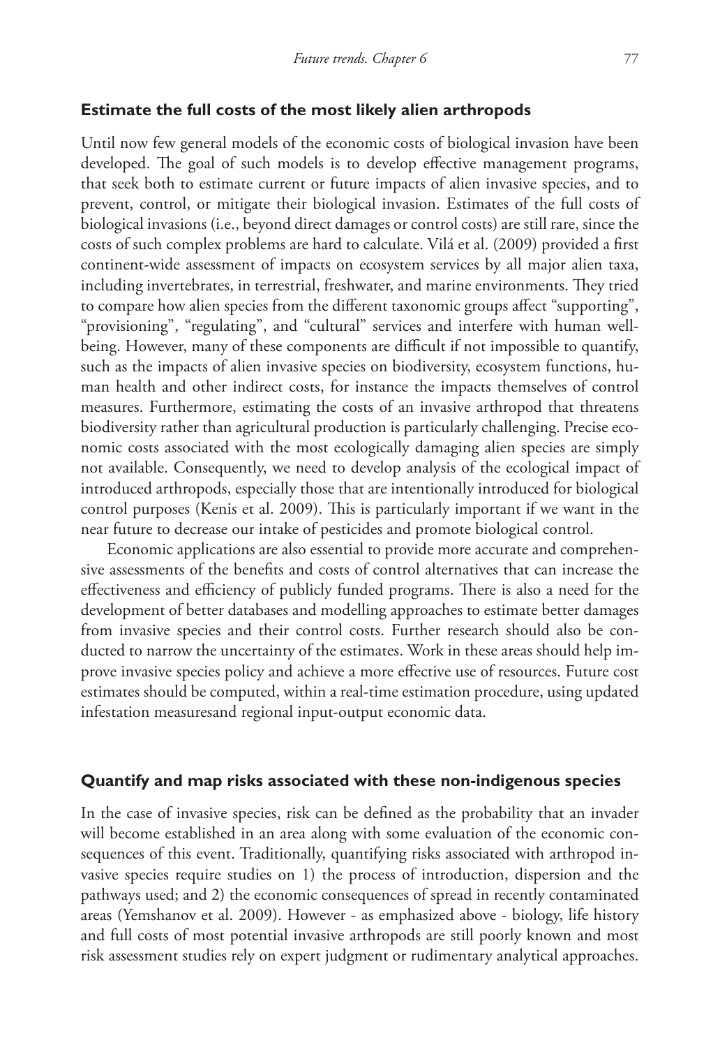### Estimate the full costs of the most likely alien arthropods

Until now few general models of the economic costs of biological invasion have been developed. The goal of such models is to develop effective management programs, that seek both to estimate current or future impacts of alien invasive species, and to prevent, control, or mitigate their biological invasion. Estimates of the full costs of biological invasions (i.e., beyond direct damages or control costs) are still rare, since the costs of such complex problems are hard to calculate. Vilá et al. (2009) provided a first continent-wide assessment of impacts on ecosystem services by all major alien taxa, including invertebrates, in terrestrial, freshwater, and marine environments. They tried to compare how alien species from the different taxonomic groups affect "supporting", "provisioning", "regulating", and "cultural" services and interfere with human well-being. However, many of these components are difficult if not impossible to quantify, such as the impacts of alien invasive species on biodiversity, ecosystem functions, human health and other indirect costs, for instance the impacts themselves of control measures. Furthermore, estimating the costs of an invasive arthropod that threatens biodiversity rather than agricultural production is particularly challenging. Precise economic costs associated with the most ecologically damaging alien species are simply not available. Consequently, we need to develop analysis of the ecological impact of introduced arthropods, especially those that are intentionally introduced for biological control purposes (Kenis et al. 2009). This is particularly important if we want in the near future to decrease our intake of pesticides and promote biological control.

Economic applications are also essential to provide more accurate and comprehensive assessments of the benefits and costs of control alternatives that can increase the effectiveness and efficiency of publicly funded programs. There is also a need for the development of better databases and modelling approaches to estimate better damages from invasive species and their control costs. Further research should also be conducted to narrow the uncertainty of the estimates. Work in these areas should help improve invasive species policy and achieve a more effective use of resources. Future cost estimates should be computed, within a real-time estimation procedure, using updated infestation measuresand regional input-output economic data.

### Quantify and map risks associated with these non-indigenous species

In the case of invasive species, risk can be defined as the probability that an invader will become established in an area along with some evaluation of the economic consequences of this event. Traditionally, quantifying risks associated with arthropod invasive species require studies on 1) the process of introduction, dispersion and the pathways used; and 2) the economic consequences of spread in recently contaminated areas (Yemshanov et al. 2009). However - as emphasized above - biology, life history and full costs of most potential invasive arthropods are still poorly known and most risk assessment studies rely on expert judgment or rudimentary analytical approaches.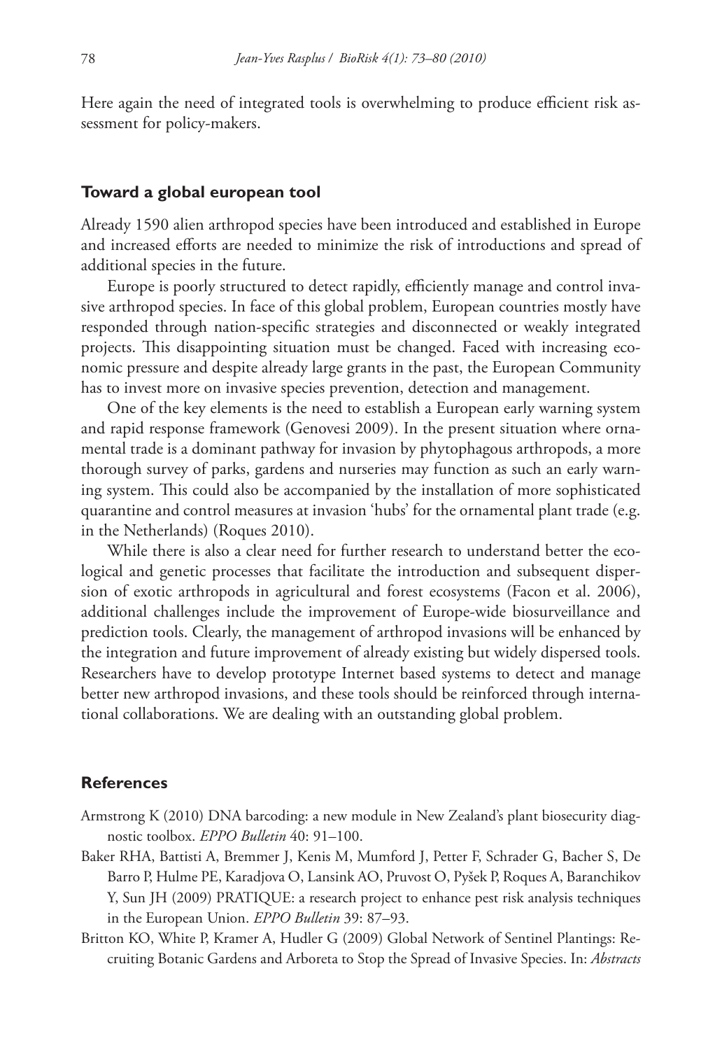Here again the need of integrated tools is overwhelming to produce efficient risk assessment for policy-makers.

## Toward a global european tool

Already 1590 alien arthropod species have been introduced and established in Europe and increased efforts are needed to minimize the risk of introductions and spread of additional species in the future.

Europe is poorly structured to detect rapidly, efficiently manage and control invasive arthropod species. In face of this global problem, European countries mostly have responded through nation-specific strategies and disconnected or weakly integrated projects. This disappointing situation must be changed. Faced with increasing economic pressure and despite already large grants in the past, the European Community has to invest more on invasive species prevention, detection and management.

One of the key elements is the need to establish a European early warning system and rapid response framework (Genovesi 2009). In the present situation where ornamental trade is a dominant pathway for invasion by phytophagous arthropods, a more thorough survey of parks, gardens and nurseries may function as such an early warning system. This could also be accompanied by the installation of more sophisticated quarantine and control measures at invasion 'hubs' for the ornamental plant trade (e.g. in the Netherlands) (Roques 2010).

While there is also a clear need for further research to understand better the ecological and genetic processes that facilitate the introduction and subsequent dispersion of exotic arthropods in agricultural and forest ecosystems (Facon et al. 2006), additional challenges include the improvement of Europe-wide biosurveillance and prediction tools. Clearly, the management of arthropod invasions will be enhanced by the integration and future improvement of already existing but widely dispersed tools. Researchers have to develop prototype Internet based systems to detect and manage better new arthropod invasions, and these tools should be reinforced through international collaborations. We are dealing with an outstanding global problem.

## References

Armstrong K (2010) DNA barcoding: a new module in New Zealand's plant biosecurity diagnostic toolbox. *EPPO Bulletin* 40: 91–100.

Baker RHA, Battisti A, Bremmer J, Kenis M, Mumford J, Petter F, Schrader G, Bacher S, De Barro P, Hulme PE, Karadjova O, Lansink AO, Pruvost O, Pyšek P, Roques A, Baranchikov Y, Sun JH (2009) PRATIQUE: a research project to enhance pest risk analysis techniques in the European Union. *EPPO Bulletin* 39: 87–93.

Britton KO, White P, Kramer A, Hudler G (2009) Global Network of Sentinel Plantings: Recruiting Botanic Gardens and Arboreta to Stop the Spread of Invasive Species. In: *Abstracts*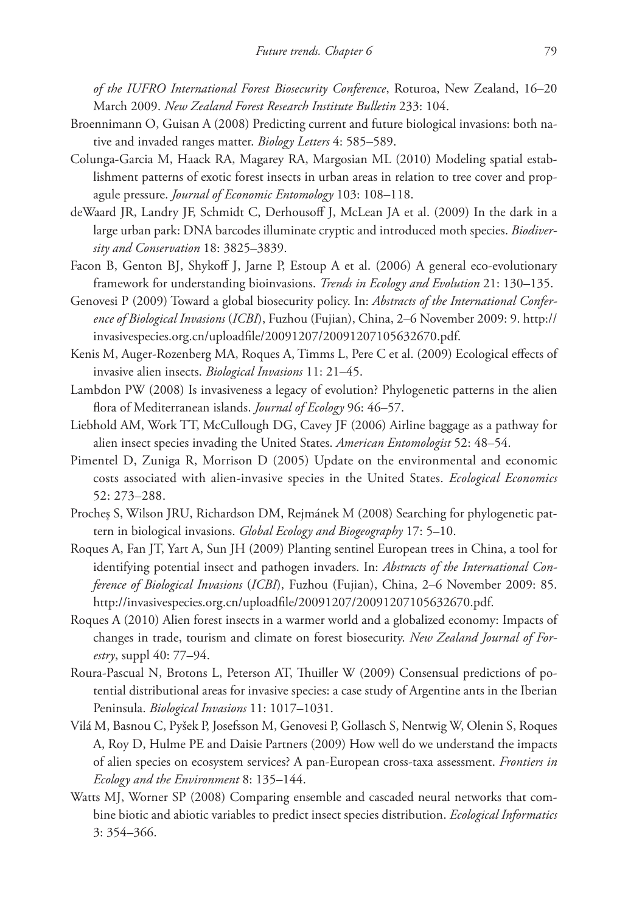*of the IUFRO International Forest Biosecurity Conference*, Roturoa, New Zealand, 16–20 March 2009. *New Zealand Forest Research Institute Bulletin* 233: 104.

Broennimann O, Guisan A (2008) Predicting current and future biological invasions: both native and invaded ranges matter. *Biology Letters* 4: 585–589.

Colunga-Garcia M, Haack RA, Magarey RA, Margosian ML (2010) Modeling spatial establishment patterns of exotic forest insects in urban areas in relation to tree cover and propagule pressure. *Journal of Economic Entomology* 103: 108–118.

deWaard JR, Landry JF, Schmidt C, Derhousoff J, McLean JA et al. (2009) In the dark in a large urban park: DNA barcodes illuminate cryptic and introduced moth species. *Biodiversity and Conservation* 18: 3825–3839.

Facon B, Genton BJ, Shykoff J, Jarne P, Estoup A et al. (2006) A general eco-evolutionary framework for understanding bioinvasions. *Trends in Ecology and Evolution* 21: 130–135.

Genovesi P (2009) Toward a global biosecurity policy. In: *Abstracts of the International Conference of Biological Invasions* (*ICBI*), Fuzhou (Fujian), China, 2–6 November 2009: 9. http://invasivespecies.org.cn/uploadfile/20091207/20091207105632670.pdf.

Kenis M, Auger-Rozenberg MA, Roques A, Timms L, Pere C et al. (2009) Ecological effects of invasive alien insects. *Biological Invasions* 11: 21–45.

Lambdon PW (2008) Is invasiveness a legacy of evolution? Phylogenetic patterns in the alien flora of Mediterranean islands. *Journal of Ecology* 96: 46–57.

Liebhold AM, Work TT, McCullough DG, Cavey JF (2006) Airline baggage as a pathway for alien insect species invading the United States. *American Entomologist* 52: 48–54.

Pimentel D, Zuniga R, Morrison D (2005) Update on the environmental and economic costs associated with alien-invasive species in the United States. *Ecological Economics* 52: 273–288.

Procheş S, Wilson JRU, Richardson DM, Rejmánek M (2008) Searching for phylogenetic pattern in biological invasions. *Global Ecology and Biogeography* 17: 5–10.

Roques A, Fan JT, Yart A, Sun JH (2009) Planting sentinel European trees in China, a tool for identifying potential insect and pathogen invaders. In: *Abstracts of the International Conference of Biological Invasions* (*ICBI*), Fuzhou (Fujian), China, 2–6 November 2009: 85. http://invasivespecies.org.cn/uploadfile/20091207/20091207105632670.pdf.

Roques A (2010) Alien forest insects in a warmer world and a globalized economy: Impacts of changes in trade, tourism and climate on forest biosecurity. *New Zealand Journal of Forestry*, suppl 40: 77–94.

Roura-Pascual N, Brotons L, Peterson AT, Thuiller W (2009) Consensual predictions of potential distributional areas for invasive species: a case study of Argentine ants in the Iberian Peninsula. *Biological Invasions* 11: 1017–1031.

Vilá M, Basnou C, Pyšek P, Josefsson M, Genovesi P, Gollasch S, Nentwig W, Olenin S, Roques A, Roy D, Hulme PE and Daisie Partners (2009) How well do we understand the impacts of alien species on ecosystem services? A pan-European cross-taxa assessment. *Frontiers in Ecology and the Environment* 8: 135–144.

Watts MJ, Worner SP (2008) Comparing ensemble and cascaded neural networks that combine biotic and abiotic variables to predict insect species distribution. *Ecological Informatics* 3: 354–366.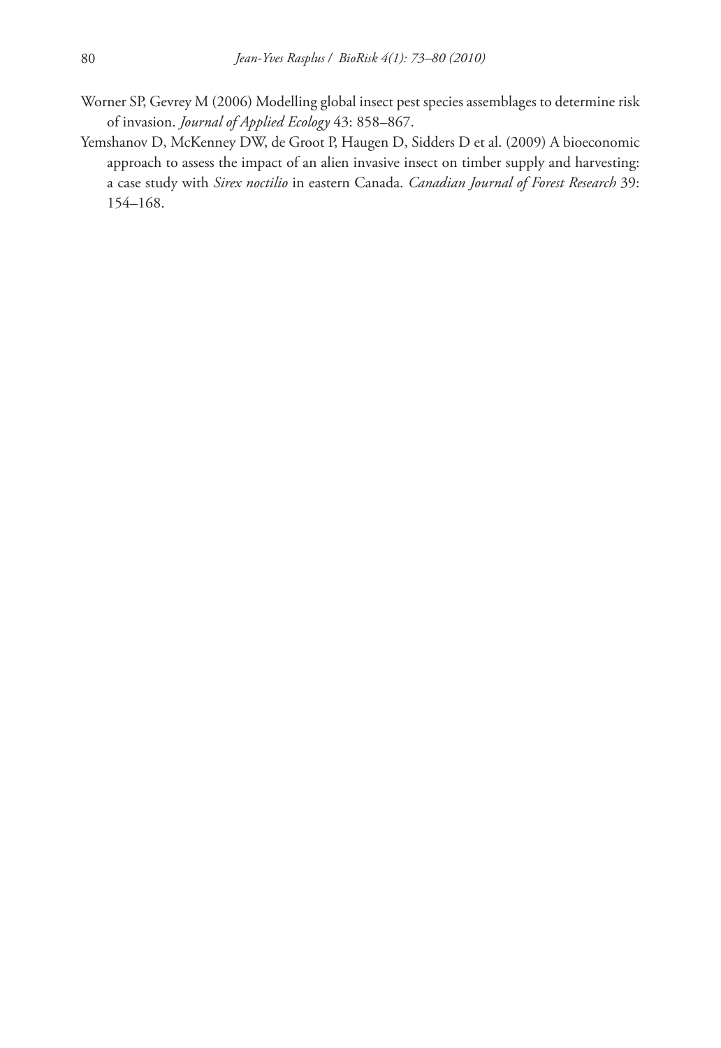Worner SP, Gevrey M (2006) Modelling global insect pest species assemblages to determine risk of invasion. *Journal of Applied Ecology* 43: 858–867.

Yemshanov D, McKenney DW, de Groot P, Haugen D, Sidders D et al. (2009) A bioeconomic approach to assess the impact of an alien invasive insect on timber supply and harvesting: a case study with *Sirex noctilio* in eastern Canada. *Canadian Journal of Forest Research* 39: 154–168.